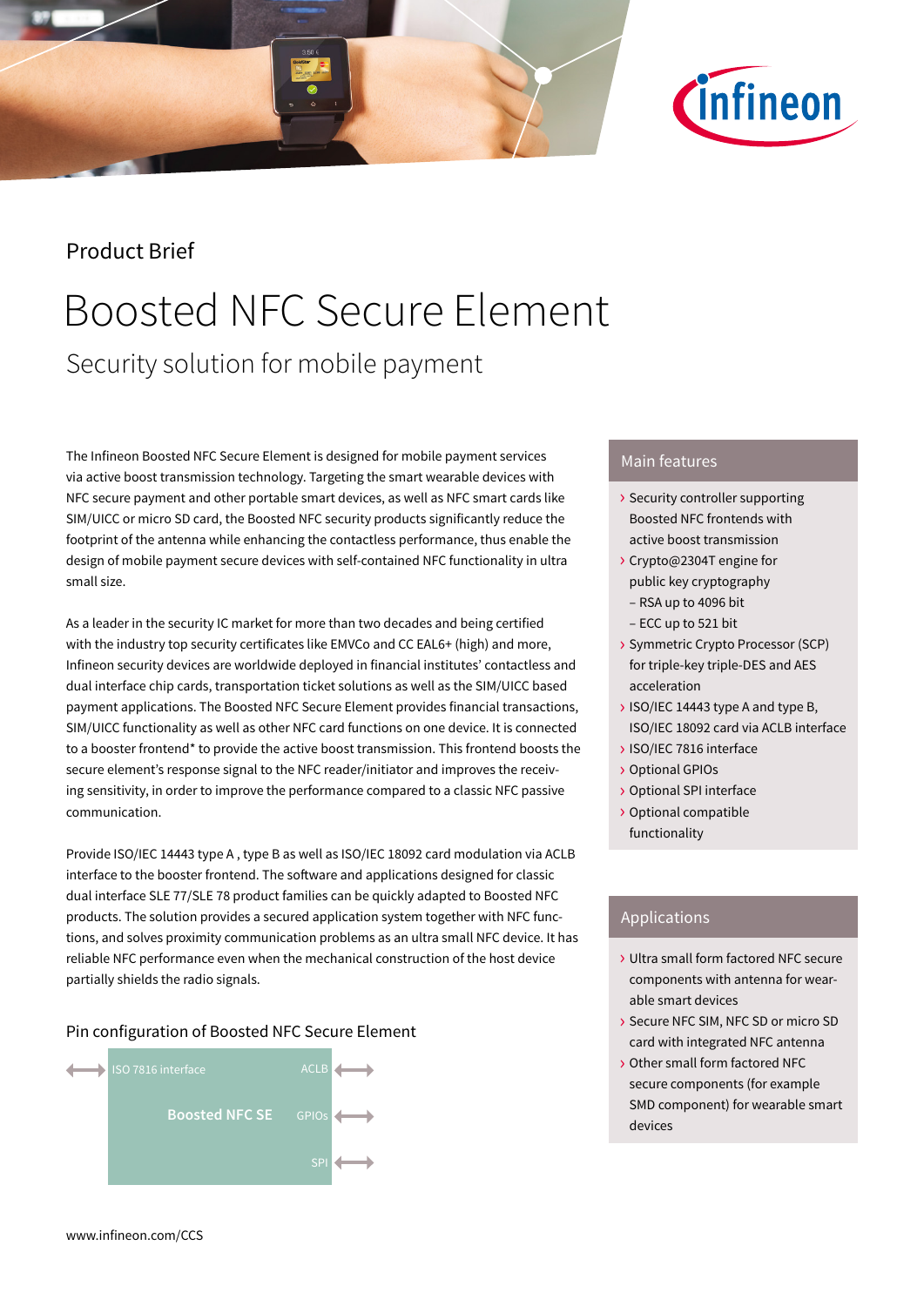Product Brief

# Boosted NFC Secure Element

## Security solution for mobile payment

The Infineon Boosted NFC Secure Element is designed for mobile payment services via active boost transmission technology. Targeting the smart wearable devices with NFC secure payment and other portable smart devices, as well as NFC smart cards like SIM/UICC or micro SD card, the Boosted NFC security products significantly reduce the footprint of the antenna while enhancing the contactless performance, thus enable the design of mobile payment secure devices with self-contained NFC functionality in ultra small size.

As a leader in the security IC market for more than two decades and being certified with the industry top security certificates like EMVCo and CC EAL6+ (high) and more, Infineon security devices are worldwide deployed in financial institutes' contactless and dual interface chip cards, transportation ticket solutions as well as the SIM/UICC based payment applications. The Boosted NFC Secure Element provides financial transactions, SIM/UICC functionality as well as other NFC card functions on one device. It is connected to a booster frontend* to provide the active boost transmission. This frontend boosts the secure element's response signal to the NFC reader/initiator and improves the receiving sensitivity, in order to improve the performance compared to a classic NFC passive communication.

Provide ISO/IEC 14443 type A , type B as well as ISO/IEC 18092 card modulation via ACLB interface to the booster frontend. The software and applications designed for classic dual interface SLE 77/SLE 78 product families can be quickly adapted to Boosted NFC products. The solution provides a secured application system together with NFC functions, and solves proximity communication problems as an ultra small NFC device. It has reliable NFC performance even when the mechanical construction of the host device partially shields the radio signals.

### Pin configuration of Boosted NFC Secure Element

| ISO 7816 interface ⟷ | Boosted NFC SE | ACLB ⟷ |
|---|---|---|
| | | GPIOs ⟷ |
| | | SPI ⟷ |

### Main features

- Security controller supporting Boosted NFC frontends with active boost transmission
- Crypto@2304T engine for public key cryptography
  - RSA up to 4096 bit
  - ECC up to 521 bit
- Symmetric Crypto Processor (SCP) for triple-key triple-DES and AES acceleration
- ISO/IEC 14443 type A and type B, ISO/IEC 18092 card via ACLB interface
- ISO/IEC 7816 interface
- Optional GPIOs
- Optional SPI interface
- Optional compatible functionality

### Applications

- Ultra small form factored NFC secure components with antenna for wearable smart devices
- Secure NFC SIM, NFC SD or micro SD card with integrated NFC antenna
- Other small form factored NFC secure components (for example SMD component) for wearable smart devices

www.infineon.com/CCS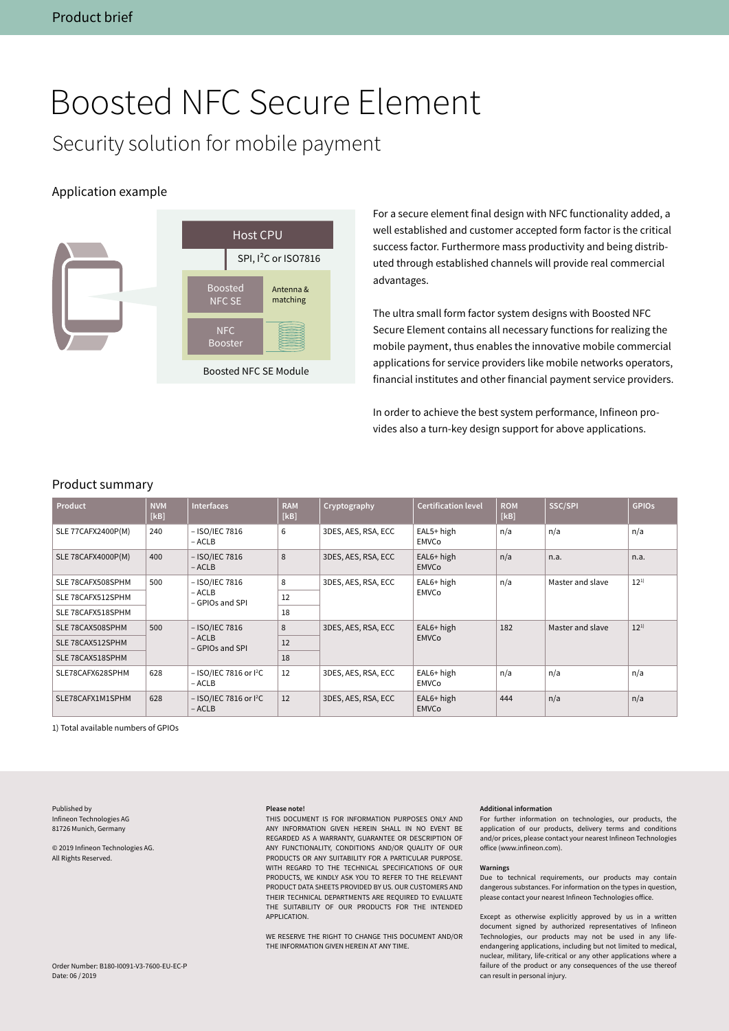# Boosted NFC Secure Element

## Security solution for mobile payment

### Application example

Host CPU

SPI, $I^2C$ or ISO7816

Boosted NFC SE

Antenna & matching

NFC Booster

Boosted NFC SE Module

For a secure element final design with NFC functionality added, a well established and customer accepted form factor is the critical success factor. Furthermore mass productivity and being distributed through established channels will provide real commercial advantages.

The ultra small form factor system designs with Boosted NFC Secure Element contains all necessary functions for realizing the mobile payment, thus enables the innovative mobile commercial applications for service providers like mobile networks operators, financial institutes and other financial payment service providers.

In order to achieve the best system performance, Infineon provides also a turn-key design support for above applications.

### Product summary

| Product | NVM [kB] | Interfaces | RAM [kB] | Cryptography | Certification level | ROM [kB] | SSC/SPI | GPIOs |
|---|---|---|---|---|---|---|---|---|
| SLE 77CAFX2400P(M) | 240 | – ISO/IEC 7816<br>– ACLB | 6 | 3DES, AES, RSA, ECC | EAL5+ high<br>EMVCo | n/a | n/a | n/a |
| SLE 78CAFX4000P(M) | 400 | – ISO/IEC 7816<br>– ACLB | 8 | 3DES, AES, RSA, ECC | EAL6+ high<br>EMVCo | n/a | n.a. | n.a. |
| SLE 78CAFX508SPHM | 500 | – ISO/IEC 7816<br>– ACLB<br>– GPIOs and SPI | 8 | 3DES, AES, RSA, ECC | EAL6+ high<br>EMVCo | n/a | Master and slave | 12[1] |
| SLE 78CAFX512SPHM | | | 12 | | | | | |
| SLE 78CAFX518SPHM | | | 18 | | | | | |
| SLE 78CAX508SPHM | 500 | – ISO/IEC 7816<br>– ACLB<br>– GPIOs and SPI | 8 | 3DES, AES, RSA, ECC | EAL6+ high<br>EMVCo | 182 | Master and slave | 12[1] |
| SLE 78CAX512SPHM | | | 12 | | | | | |
| SLE 78CAX518SPHM | | | 18 | | | | | |
| SLE78CAFX628SPHM | 628 | – ISO/IEC 7816 or $I^2C$<br>– ACLB | 12 | 3DES, AES, RSA, ECC | EAL6+ high<br>EMVCo | n/a | n/a | n/a |
| SLE78CAFX1M1SPHM | 628 | – ISO/IEC 7816 or $I^2C$<br>– ACLB | 12 | 3DES, AES, RSA, ECC | EAL6+ high<br>EMVCo | 444 | n/a | n/a |

1) Total available numbers of GPIOs

Published by
Infineon Technologies AG
81726 Munich, Germany

© 2019 Infineon Technologies AG.
All Rights Reserved.

Order Number: B180-I0091-V3-7600-EU-EC-P
Date: 06 / 2019

**Please note!**
THIS DOCUMENT IS FOR INFORMATION PURPOSES ONLY AND ANY INFORMATION GIVEN HEREIN SHALL IN NO EVENT BE REGARDED AS A WARRANTY, GUARANTEE OR DESCRIPTION OF ANY FUNCTIONALITY, CONDITIONS AND/OR QUALITY OF OUR PRODUCTS OR ANY SUITABILITY FOR A PARTICULAR PURPOSE. WITH REGARD TO THE TECHNICAL SPECIFICATIONS OF OUR PRODUCTS, WE KINDLY ASK YOU TO REFER TO THE RELEVANT PRODUCT DATA SHEETS PROVIDED BY US. OUR CUSTOMERS AND THEIR TECHNICAL DEPARTMENTS ARE REQUIRED TO EVALUATE THE SUITABILITY OF OUR PRODUCTS FOR THE INTENDED APPLICATION.

WE RESERVE THE RIGHT TO CHANGE THIS DOCUMENT AND/OR THE INFORMATION GIVEN HEREIN AT ANY TIME.

**Additional information**
For further information on technologies, our products, the application of our products, delivery terms and conditions and/or prices, please contact your nearest Infineon Technologies office (www.infineon.com).

**Warnings**
Due to technical requirements, our products may contain dangerous substances. For information on the types in question, please contact your nearest Infineon Technologies office.

Except as otherwise explicitly approved by us in a written document signed by authorized representatives of Infineon Technologies, our products may not be used in any life-endangering applications, including but not limited to medical, nuclear, military, life-critical or any other applications where a failure of the product or any consequences of the use thereof can result in personal injury.